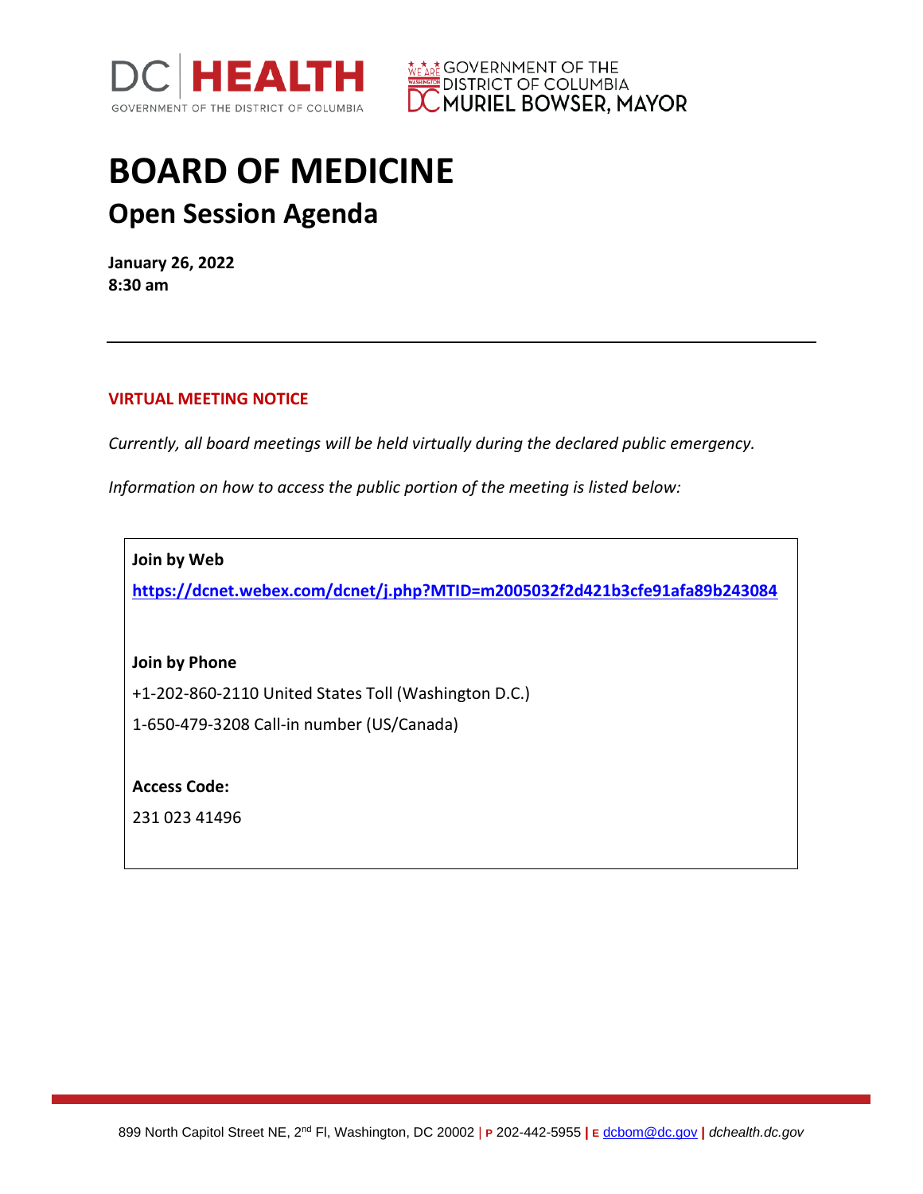# BOARD OF MEDICINE

## Open Session Agenda

**January 26, 2022**
**8:30 am**

---

**VIRTUAL MEETING NOTICE**

*Currently, all board meetings will be held virtually during the declared public emergency.*

*Information on how to access the public portion of the meeting is listed below:*

**Join by Web**

**https://dcnet.webex.com/dcnet/j.php?MTID=m2005032f2d421b3cfe91afa89b243084**

**Join by Phone**

+1-202-860-2110 United States Toll (Washington D.C.)

1-650-479-3208 Call-in number (US/Canada)

**Access Code:**

231 023 41496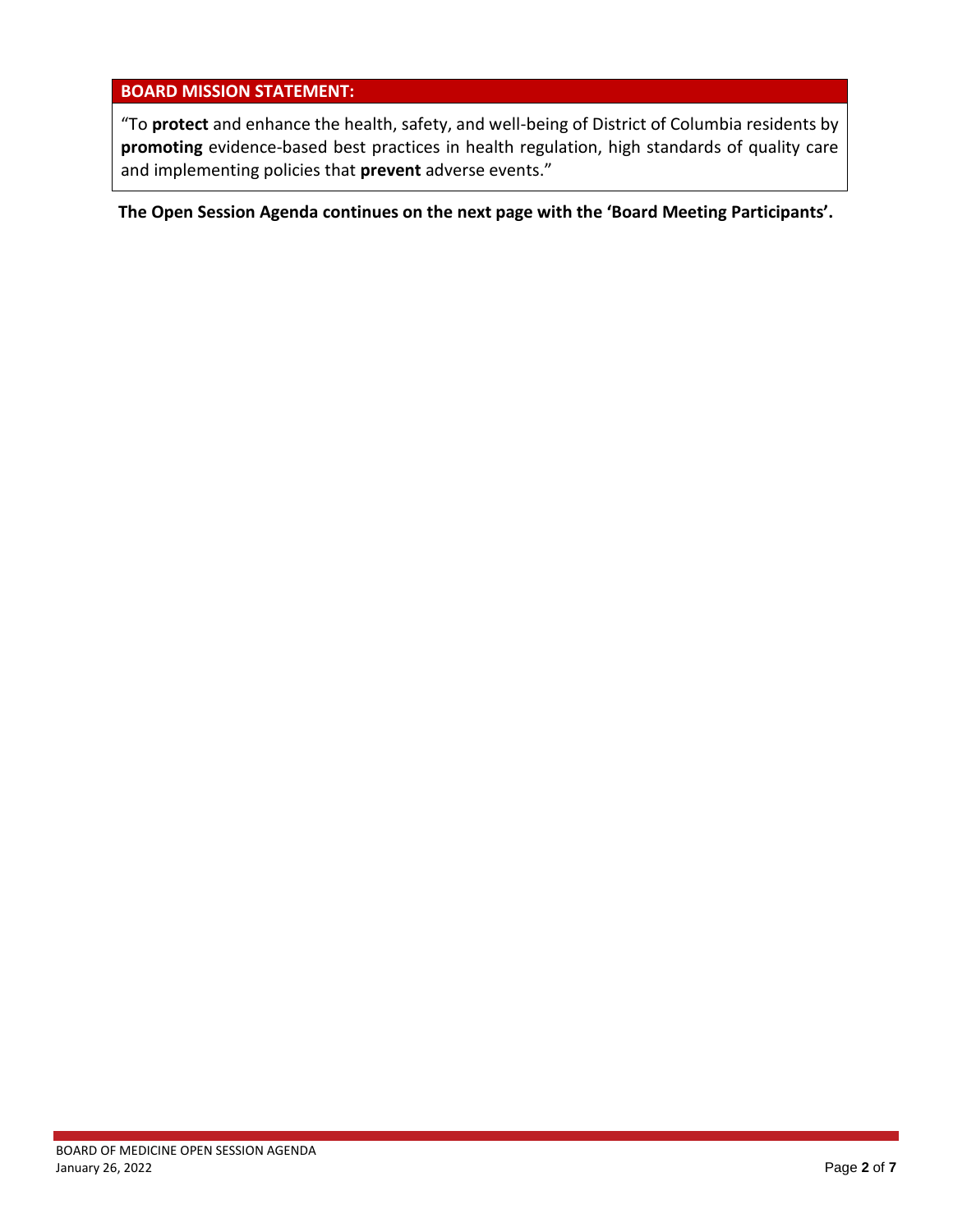## BOARD MISSION STATEMENT:

"To **protect** and enhance the health, safety, and well-being of District of Columbia residents by **promoting** evidence-based best practices in health regulation, high standards of quality care and implementing policies that **prevent** adverse events."

**The Open Session Agenda continues on the next page with the 'Board Meeting Participants'.**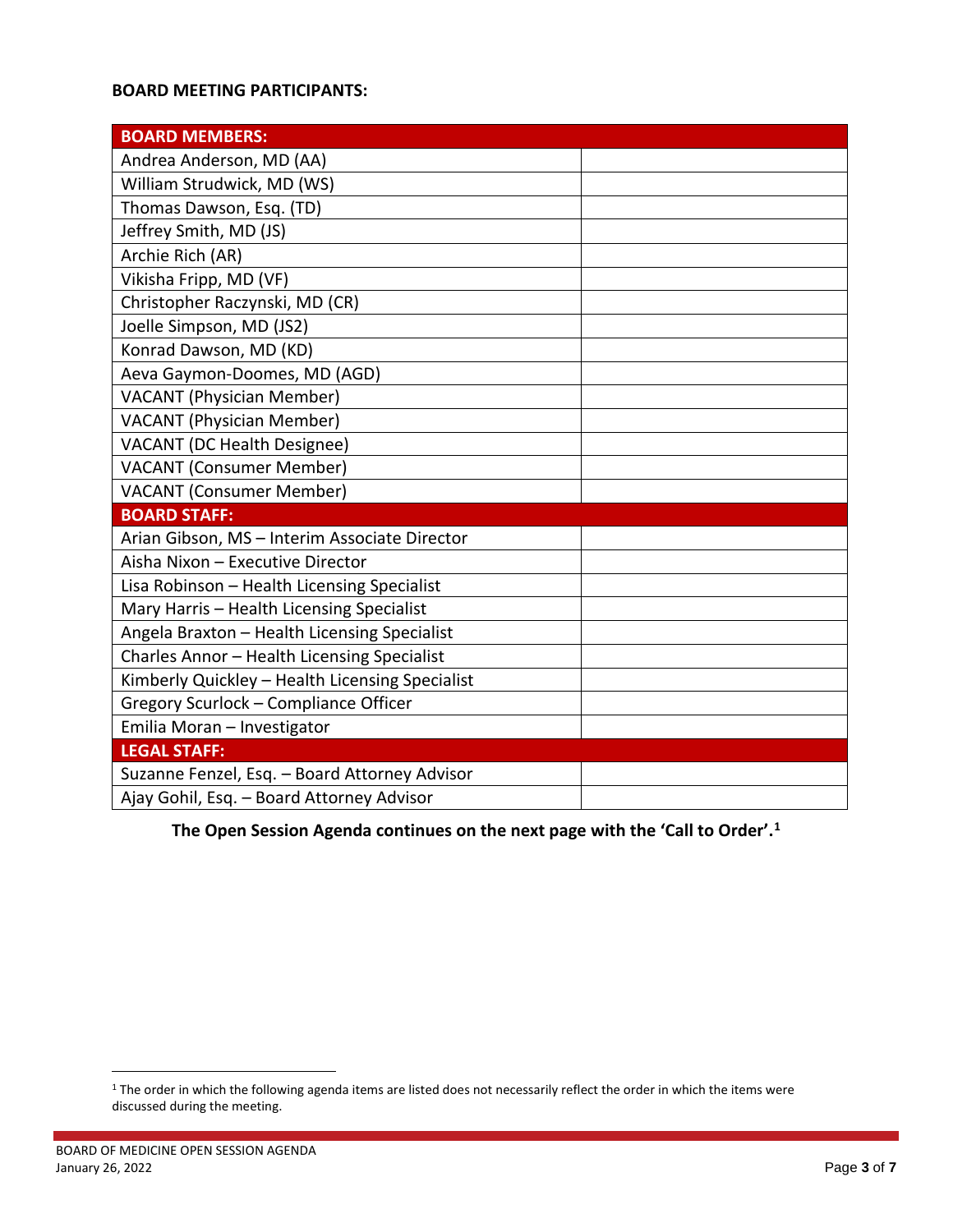**BOARD MEETING PARTICIPANTS:**

| **BOARD MEMBERS:** | |
|---|---|
| Andrea Anderson, MD (AA) | |
| William Strudwick, MD (WS) | |
| Thomas Dawson, Esq. (TD) | |
| Jeffrey Smith, MD (JS) | |
| Archie Rich (AR) | |
| Vikisha Fripp, MD (VF) | |
| Christopher Raczynski, MD (CR) | |
| Joelle Simpson, MD (JS2) | |
| Konrad Dawson, MD (KD) | |
| Aeva Gaymon-Doomes, MD (AGD) | |
| VACANT (Physician Member) | |
| VACANT (Physician Member) | |
| VACANT (DC Health Designee) | |
| VACANT (Consumer Member) | |
| VACANT (Consumer Member) | |
| **BOARD STAFF:** | |
| Arian Gibson, MS – Interim Associate Director | |
| Aisha Nixon – Executive Director | |
| Lisa Robinson – Health Licensing Specialist | |
| Mary Harris – Health Licensing Specialist | |
| Angela Braxton – Health Licensing Specialist | |
| Charles Annor – Health Licensing Specialist | |
| Kimberly Quickley – Health Licensing Specialist | |
| Gregory Scurlock – Compliance Officer | |
| Emilia Moran – Investigator | |
| **LEGAL STAFF:** | |
| Suzanne Fenzel, Esq. – Board Attorney Advisor | |
| Ajay Gohil, Esq. – Board Attorney Advisor | |

**The Open Session Agenda continues on the next page with the 'Call to Order'.[1]**

[1] The order in which the following agenda items are listed does not necessarily reflect the order in which the items were discussed during the meeting.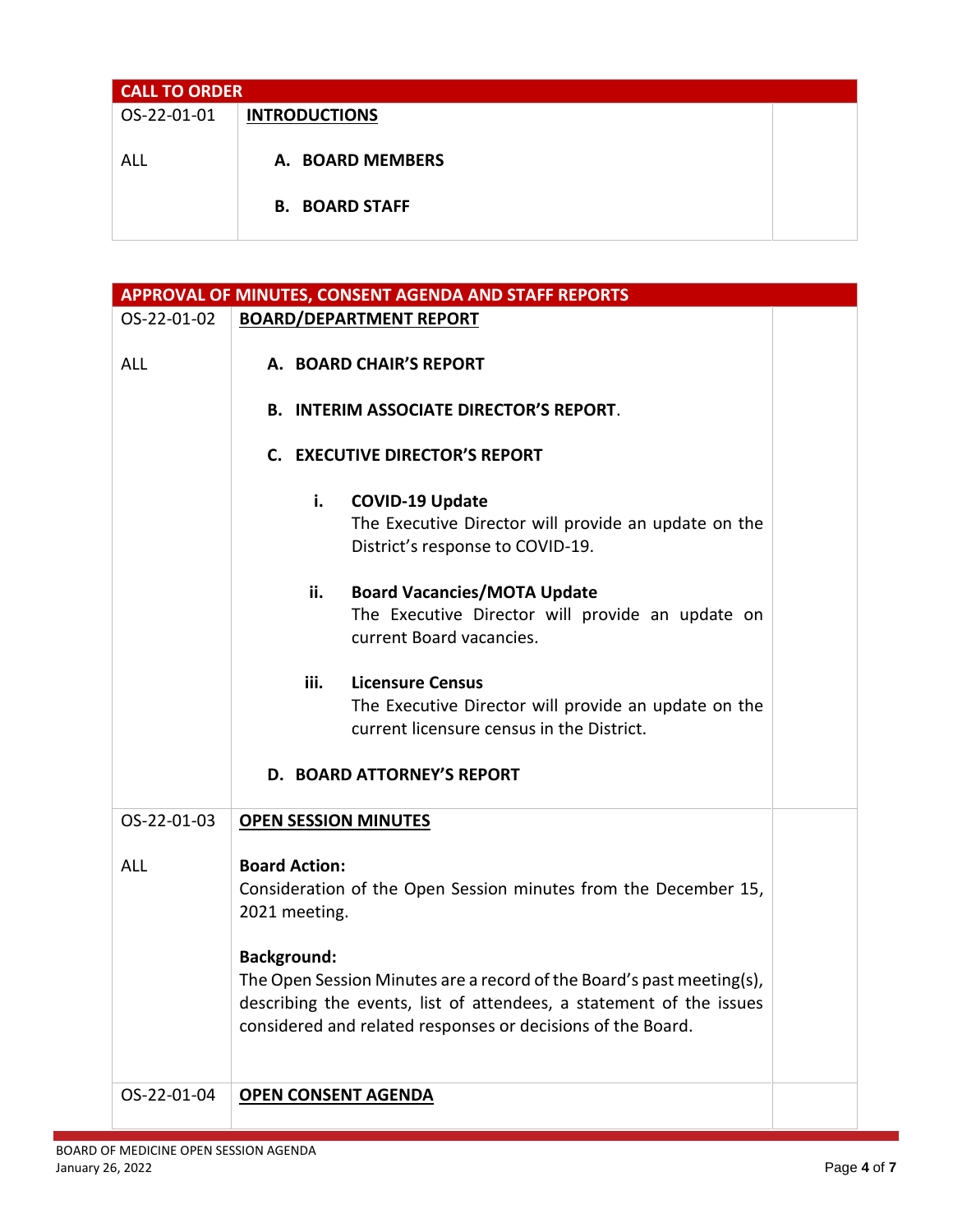| CALL TO ORDER | | |
|---|---|---|
| OS-22-01-01 | **INTRODUCTIONS** | |
| ALL | **A. BOARD MEMBERS**<br><br>**B. BOARD STAFF** | |

| APPROVAL OF MINUTES, CONSENT AGENDA AND STAFF REPORTS | | |
|---|---|---|
| OS-22-01-02 | **BOARD/DEPARTMENT REPORT** | |
| ALL | **A. BOARD CHAIR'S REPORT**<br><br>**B. INTERIM ASSOCIATE DIRECTOR'S REPORT**.<br><br>**C. EXECUTIVE DIRECTOR'S REPORT**<br><br>**i. COVID-19 Update**<br>The Executive Director will provide an update on the District's response to COVID-19.<br><br>**ii. Board Vacancies/MOTA Update**<br>The Executive Director will provide an update on current Board vacancies.<br><br>**iii. Licensure Census**<br>The Executive Director will provide an update on the current licensure census in the District.<br><br>**D. BOARD ATTORNEY'S REPORT** | |
| OS-22-01-03 | **OPEN SESSION MINUTES** | |
| ALL | **Board Action:**<br>Consideration of the Open Session minutes from the December 15, 2021 meeting.<br><br>**Background:**<br>The Open Session Minutes are a record of the Board's past meeting(s), describing the events, list of attendees, a statement of the issues considered and related responses or decisions of the Board. | |
| OS-22-01-04 | **OPEN CONSENT AGENDA** | |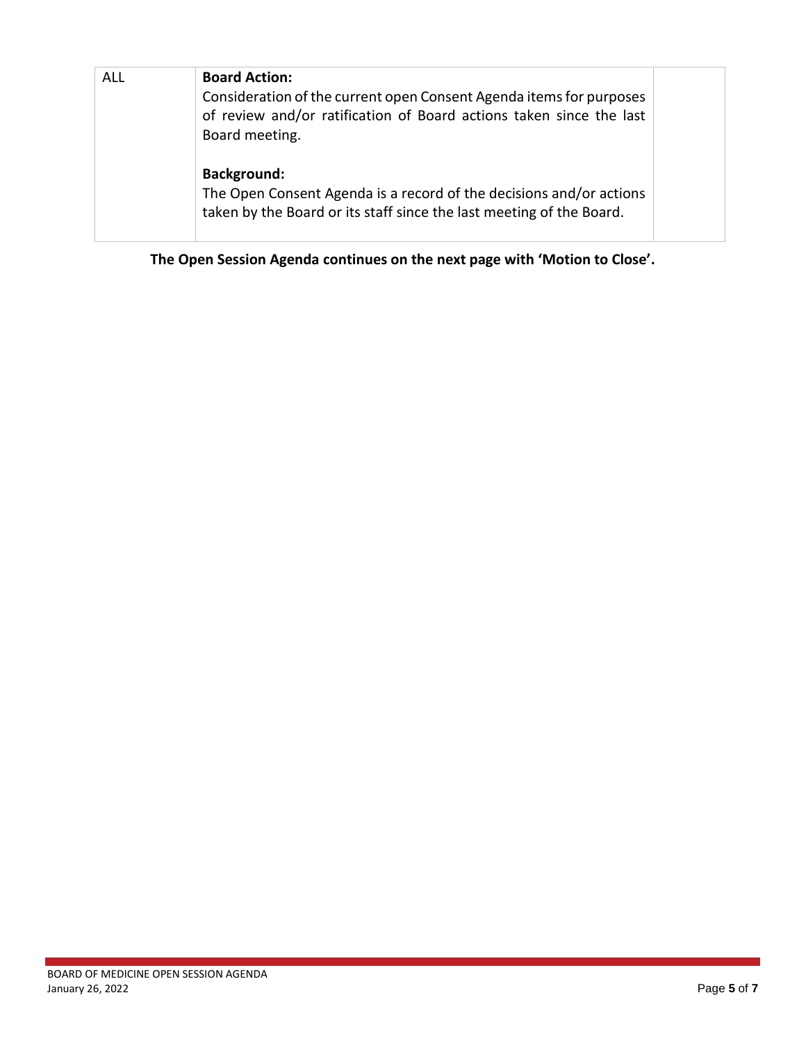| | | |
|---|---|---|
| ALL | **Board Action:**<br>Consideration of the current open Consent Agenda items for purposes of review and/or ratification of Board actions taken since the last Board meeting.<br><br>**Background:**<br>The Open Consent Agenda is a record of the decisions and/or actions taken by the Board or its staff since the last meeting of the Board. | |

**The Open Session Agenda continues on the next page with 'Motion to Close'.**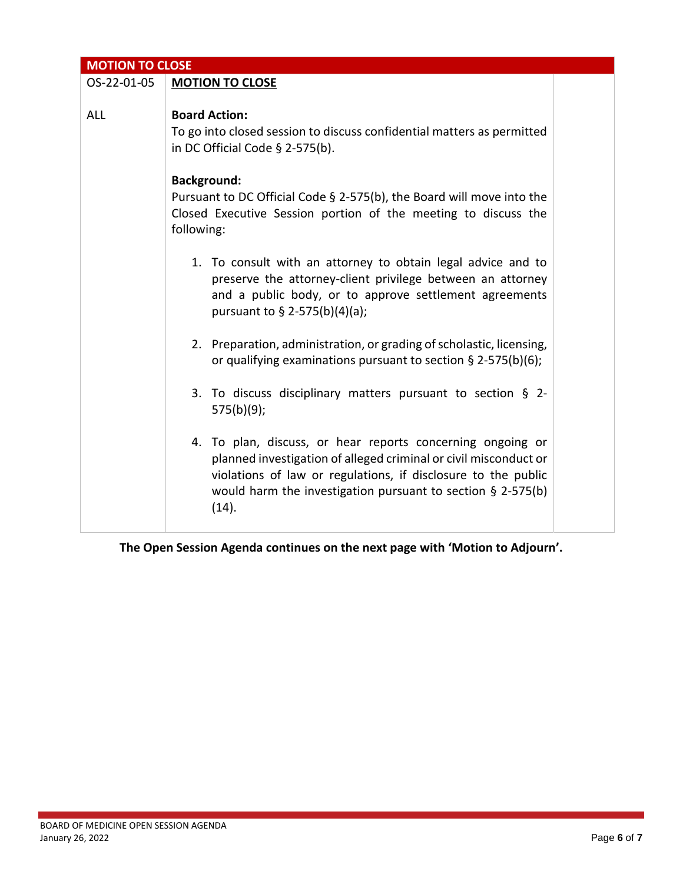| MOTION TO CLOSE | | |
|---|---|---|
| OS-22-01-05<br><br>ALL | **MOTION TO CLOSE**<br><br>**Board Action:**<br>To go into closed session to discuss confidential matters as permitted in DC Official Code § 2-575(b).<br><br>**Background:**<br>Pursuant to DC Official Code § 2-575(b), the Board will move into the Closed Executive Session portion of the meeting to discuss the following:<br><br>1. To consult with an attorney to obtain legal advice and to preserve the attorney-client privilege between an attorney and a public body, or to approve settlement agreements pursuant to § 2-575(b)(4)(a);<br><br>2. Preparation, administration, or grading of scholastic, licensing, or qualifying examinations pursuant to section § 2-575(b)(6);<br><br>3. To discuss disciplinary matters pursuant to section § 2-575(b)(9);<br><br>4. To plan, discuss, or hear reports concerning ongoing or planned investigation of alleged criminal or civil misconduct or violations of law or regulations, if disclosure to the public would harm the investigation pursuant to section § 2-575(b)(14). | |

**The Open Session Agenda continues on the next page with 'Motion to Adjourn'.**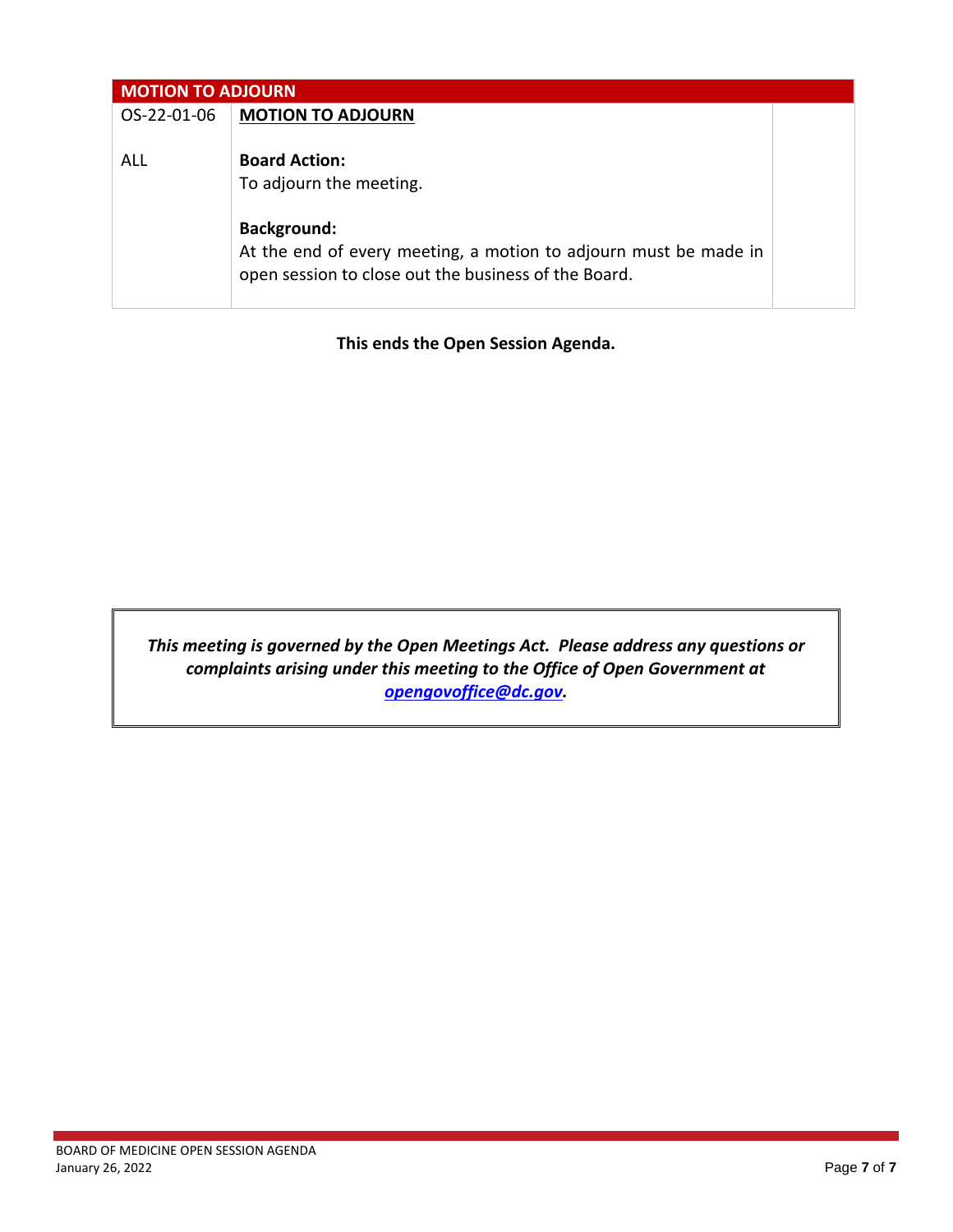| MOTION TO ADJOURN | | |
|---|---|---|
| OS-22-01-06<br><br>ALL | **MOTION TO ADJOURN**<br><br>**Board Action:**<br>To adjourn the meeting.<br><br>**Background:**<br>At the end of every meeting, a motion to adjourn must be made in open session to close out the business of the Board. | |

**This ends the Open Session Agenda.**

***This meeting is governed by the Open Meetings Act. Please address any questions or complaints arising under this meeting to the Office of Open Government at opengovoffice@dc.gov.***